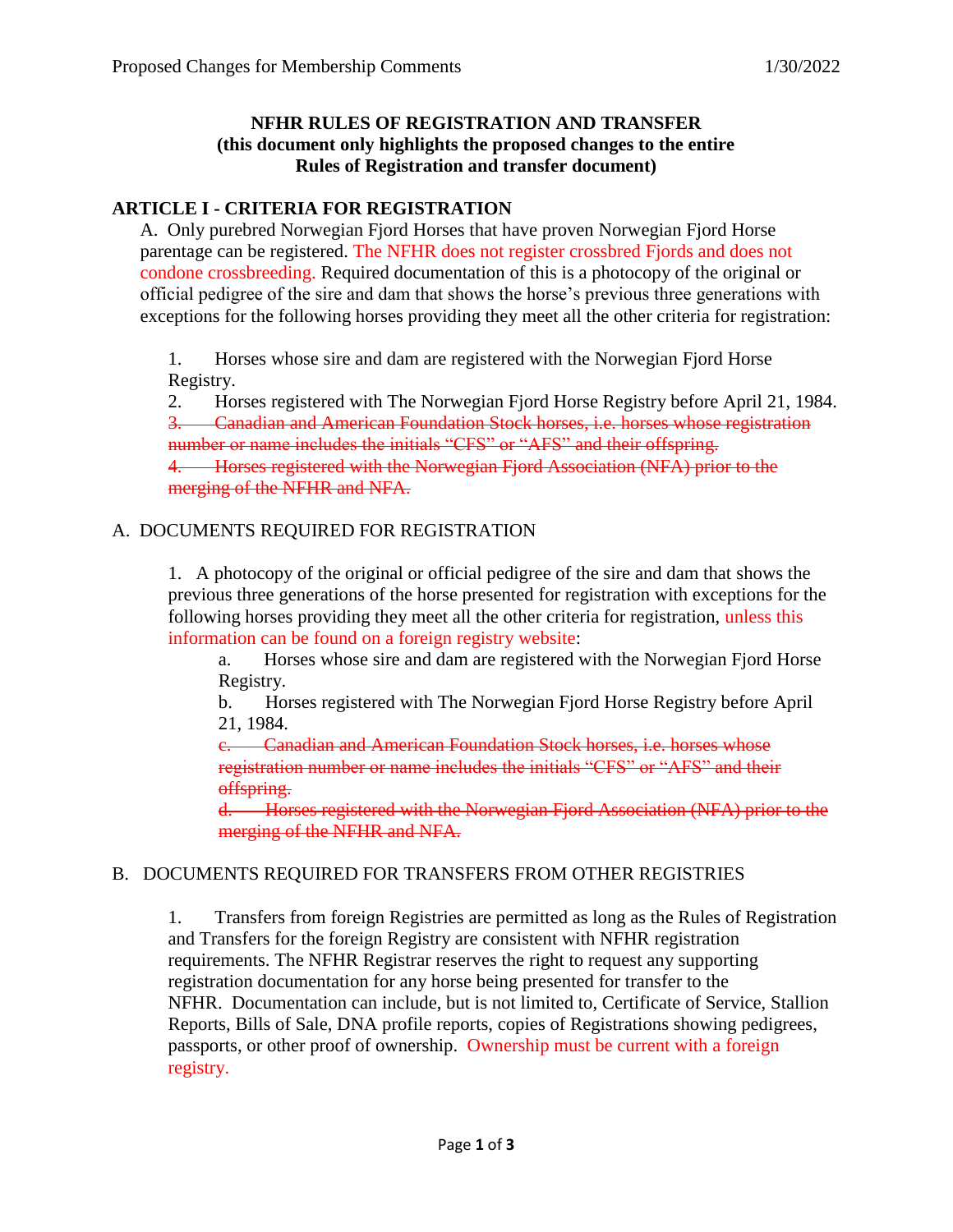# NFHR RULES OF REGISTRATION AND TRANSFER
**(this document only highlights the proposed changes to the entire Rules of Registration and transfer document)**

## ARTICLE I - CRITERIA FOR REGISTRATION

A. Only purebred Norwegian Fjord Horses that have proven Norwegian Fjord Horse parentage can be registered. The NFHR does not register crossbred Fjords and does not condone crossbreeding. Required documentation of this is a photocopy of the original or official pedigree of the sire and dam that shows the horse's previous three generations with exceptions for the following horses providing they meet all the other criteria for registration:

1. Horses whose sire and dam are registered with the Norwegian Fjord Horse Registry.
2. Horses registered with The Norwegian Fjord Horse Registry before April 21, 1984.
3. ~~Canadian and American Foundation Stock horses, i.e. horses whose registration number or name includes the initials "CFS" or "AFS" and their offspring.~~
4. ~~Horses registered with the Norwegian Fjord Association (NFA) prior to the merging of the NFHR and NFA.~~

A. DOCUMENTS REQUIRED FOR REGISTRATION

1. A photocopy of the original or official pedigree of the sire and dam that shows the previous three generations of the horse presented for registration with exceptions for the following horses providing they meet all the other criteria for registration, unless this information can be found on a foreign registry website:
   a. Horses whose sire and dam are registered with the Norwegian Fjord Horse Registry.
   b. Horses registered with The Norwegian Fjord Horse Registry before April 21, 1984.
   c. ~~Canadian and American Foundation Stock horses, i.e. horses whose registration number or name includes the initials "CFS" or "AFS" and their offspring.~~
   d. ~~Horses registered with the Norwegian Fjord Association (NFA) prior to the merging of the NFHR and NFA.~~

B. DOCUMENTS REQUIRED FOR TRANSFERS FROM OTHER REGISTRIES

1. Transfers from foreign Registries are permitted as long as the Rules of Registration and Transfers for the foreign Registry are consistent with NFHR registration requirements. The NFHR Registrar reserves the right to request any supporting registration documentation for any horse being presented for transfer to the NFHR. Documentation can include, but is not limited to, Certificate of Service, Stallion Reports, Bills of Sale, DNA profile reports, copies of Registrations showing pedigrees, passports, or other proof of ownership. Ownership must be current with a foreign registry.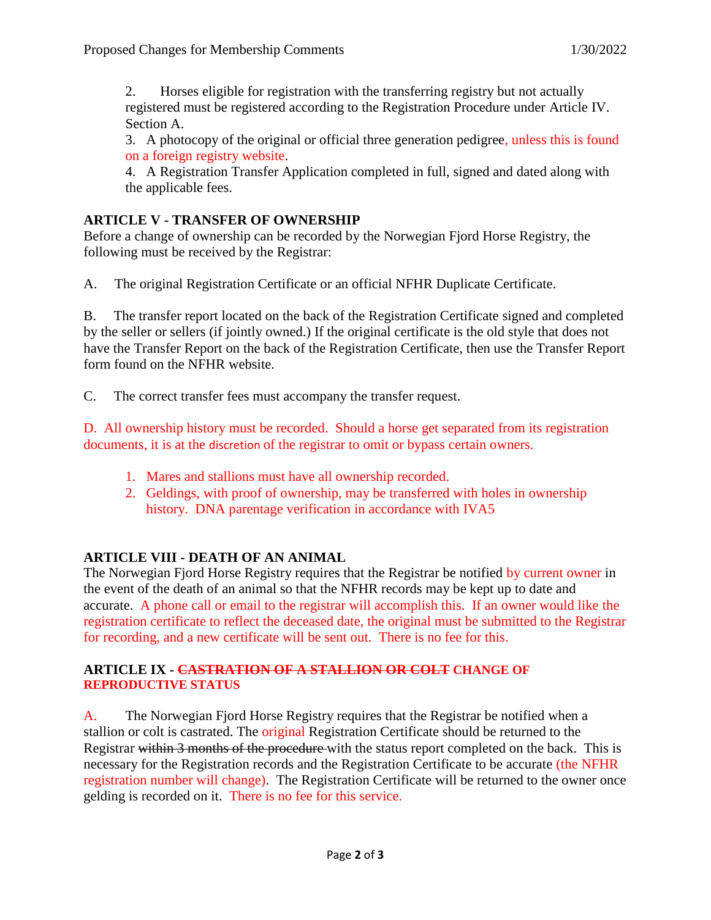2. Horses eligible for registration with the transferring registry but not actually registered must be registered according to the Registration Procedure under Article IV. Section A.

3. A photocopy of the original or official three generation pedigree, unless this is found on a foreign registry website.

4. A Registration Transfer Application completed in full, signed and dated along with the applicable fees.

**ARTICLE V - TRANSFER OF OWNERSHIP**

Before a change of ownership can be recorded by the Norwegian Fjord Horse Registry, the following must be received by the Registrar:

A. The original Registration Certificate or an official NFHR Duplicate Certificate.

B. The transfer report located on the back of the Registration Certificate signed and completed by the seller or sellers (if jointly owned.) If the original certificate is the old style that does not have the Transfer Report on the back of the Registration Certificate, then use the Transfer Report form found on the NFHR website.

C. The correct transfer fees must accompany the transfer request.

D. All ownership history must be recorded. Should a horse get separated from its registration documents, it is at the discretion of the registrar to omit or bypass certain owners.

1. Mares and stallions must have all ownership recorded.
2. Geldings, with proof of ownership, may be transferred with holes in ownership history. DNA parentage verification in accordance with IVA5

**ARTICLE VIII - DEATH OF AN ANIMAL**

The Norwegian Fjord Horse Registry requires that the Registrar be notified by current owner in the event of the death of an animal so that the NFHR records may be kept up to date and accurate. A phone call or email to the registrar will accomplish this. If an owner would like the registration certificate to reflect the deceased date, the original must be submitted to the Registrar for recording, and a new certificate will be sent out. There is no fee for this.

**ARTICLE IX - ~~CASTRATION OF A STALLION OR COLT~~ CHANGE OF REPRODUCTIVE STATUS**

A. The Norwegian Fjord Horse Registry requires that the Registrar be notified when a stallion or colt is castrated. The original Registration Certificate should be returned to the Registrar ~~within 3 months of the procedure~~ with the status report completed on the back. This is necessary for the Registration records and the Registration Certificate to be accurate (the NFHR registration number will change). The Registration Certificate will be returned to the owner once gelding is recorded on it. There is no fee for this service.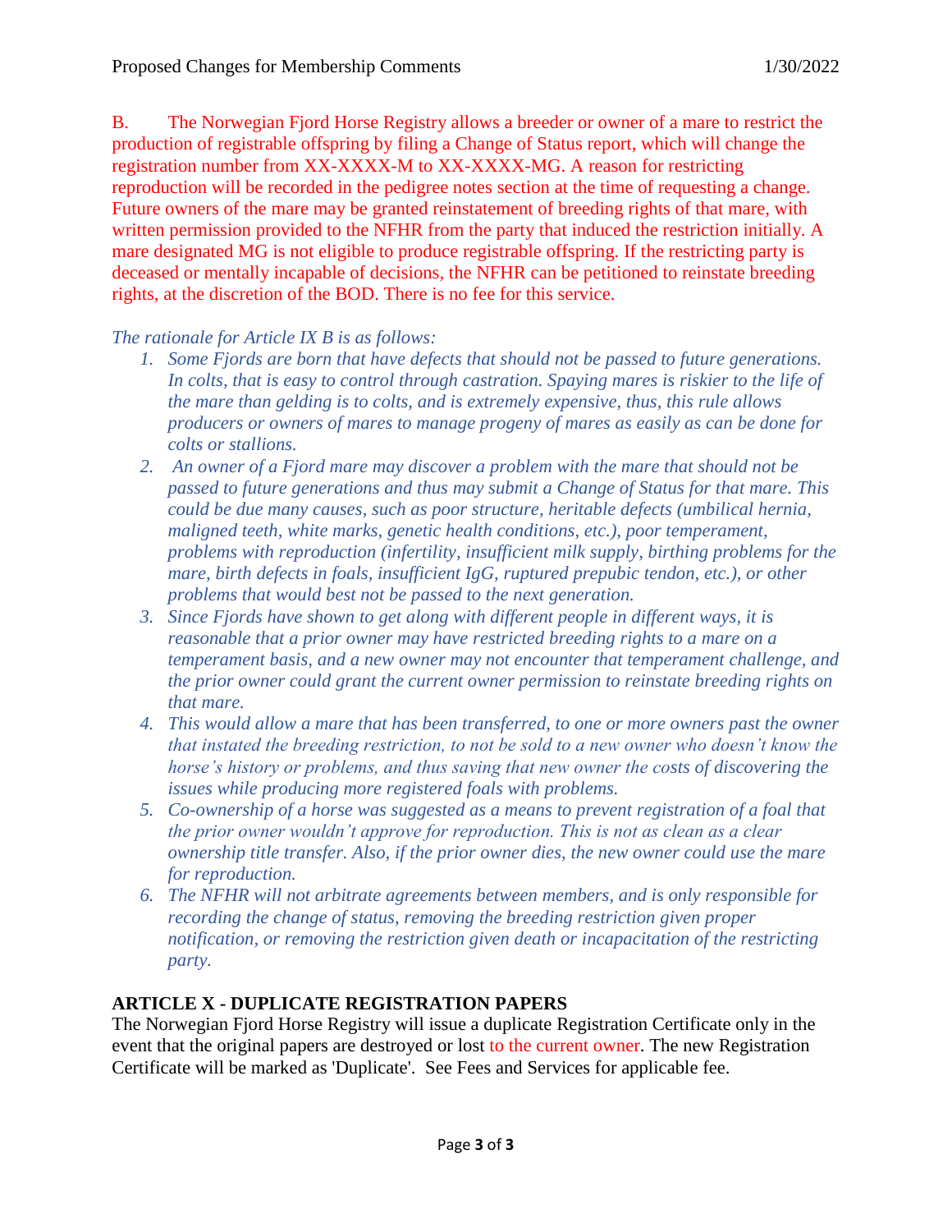B. The Norwegian Fjord Horse Registry allows a breeder or owner of a mare to restrict the production of registrable offspring by filing a Change of Status report, which will change the registration number from XX-XXXX-M to XX-XXXX-MG. A reason for restricting reproduction will be recorded in the pedigree notes section at the time of requesting a change. Future owners of the mare may be granted reinstatement of breeding rights of that mare, with written permission provided to the NFHR from the party that induced the restriction initially. A mare designated MG is not eligible to produce registrable offspring. If the restricting party is deceased or mentally incapable of decisions, the NFHR can be petitioned to reinstate breeding rights, at the discretion of the BOD. There is no fee for this service.

*The rationale for Article IX B is as follows:*

1. *Some Fjords are born that have defects that should not be passed to future generations. In colts, that is easy to control through castration. Spaying mares is riskier to the life of the mare than gelding is to colts, and is extremely expensive, thus, this rule allows producers or owners of mares to manage progeny of mares as easily as can be done for colts or stallions.*
2. *An owner of a Fjord mare may discover a problem with the mare that should not be passed to future generations and thus may submit a Change of Status for that mare. This could be due many causes, such as poor structure, heritable defects (umbilical hernia, maligned teeth, white marks, genetic health conditions, etc.), poor temperament, problems with reproduction (infertility, insufficient milk supply, birthing problems for the mare, birth defects in foals, insufficient IgG, ruptured prepubic tendon, etc.), or other problems that would best not be passed to the next generation.*
3. *Since Fjords have shown to get along with different people in different ways, it is reasonable that a prior owner may have restricted breeding rights to a mare on a temperament basis, and a new owner may not encounter that temperament challenge, and the prior owner could grant the current owner permission to reinstate breeding rights on that mare.*
4. *This would allow a mare that has been transferred, to one or more owners past the owner that instated the breeding restriction, to not be sold to a new owner who doesn't know the horse's history or problems, and thus saving that new owner the costs of discovering the issues while producing more registered foals with problems.*
5. *Co-ownership of a horse was suggested as a means to prevent registration of a foal that the prior owner wouldn't approve for reproduction. This is not as clean as a clear ownership title transfer. Also, if the prior owner dies, the new owner could use the mare for reproduction.*
6. *The NFHR will not arbitrate agreements between members, and is only responsible for recording the change of status, removing the breeding restriction given proper notification, or removing the restriction given death or incapacitation of the restricting party.*

## ARTICLE X - DUPLICATE REGISTRATION PAPERS

The Norwegian Fjord Horse Registry will issue a duplicate Registration Certificate only in the event that the original papers are destroyed or lost to the current owner. The new Registration Certificate will be marked as 'Duplicate'. See Fees and Services for applicable fee.